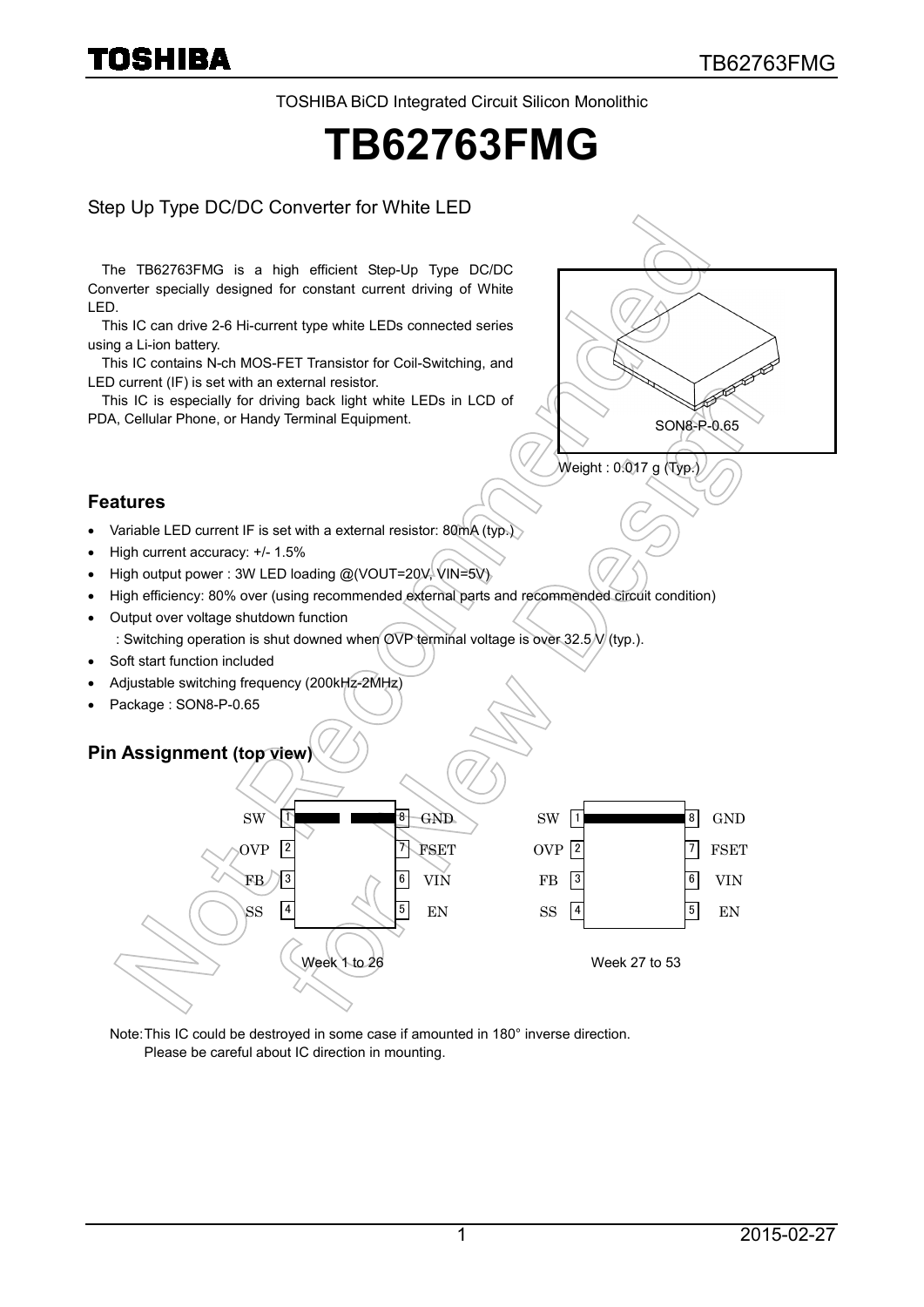TOSHIBA BiCD Integrated Circuit Silicon Monolithic

# TB62763FMG

## Step Up Type DC/DC Converter for White LED

The TB62763FMG is a high efficient Step-Up Type DC/DC Converter specially designed for constant current driving of White LED.

This IC can drive 2-6 Hi-current type white LEDs connected series using a Li-ion battery.

This IC contains N-ch MOS-FET Transistor for Coil-Switching, and LED current (IF) is set with an external resistor.

This IC is especially for driving back light white LEDs in LCD of PDA, Cellular Phone, or Handy Terminal Equipment.

SON8-P-0.65

Weight : 0.017 g (Typ.)

### Features

- Variable LED current IF is set with a external resistor: 80mA (typ.)
- High current accuracy: +/- 1.5%
- High output power : 3W LED loading @(VOUT=20V, VIN=5V)
- High efficiency: 80% over (using recommended external parts and recommended circuit condition)
- Output over voltage shutdown function
  : Switching operation is shut downed when OVP terminal voltage is over 32.5 V (typ.).
- Soft start function included
- Adjustable switching frequency (200kHz-2MHz)
- Package : SON8-P-0.65

### Pin Assignment (top view)

| Pin | Name | Pin | Name |
|---|---|---|---|
| 1 | SW | 8 | GND |
| 2 | OVP | 7 | FSET |
| 3 | FB | 6 | VIN |
| 4 | SS | 5 | EN |

Week 1 to 26 / Week 27 to 53

Note: This IC could be destroyed in some case if amounted in 180° inverse direction.
Please be careful about IC direction in mounting.

Not Recommended for New Design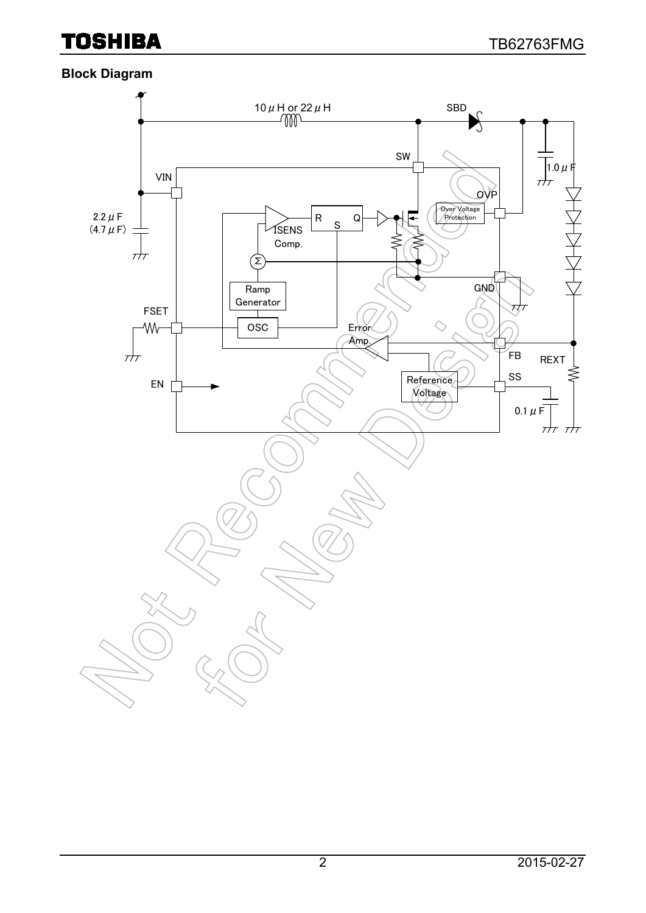## Block Diagram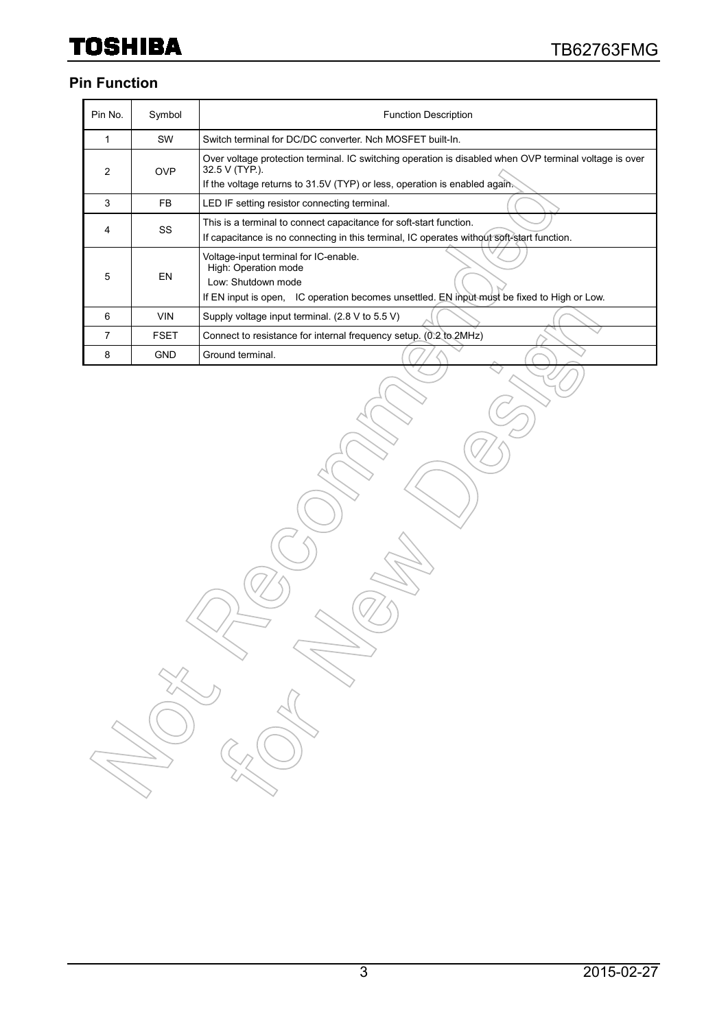## Pin Function

| Pin No. | Symbol | Function Description |
|---|---|---|
| 1 | SW | Switch terminal for DC/DC converter. Nch MOSFET built-In. |
| 2 | OVP | Over voltage protection terminal. IC switching operation is disabled when OVP terminal voltage is over 32.5 V (TYP.).<br>If the voltage returns to 31.5V (TYP) or less, operation is enabled again. |
| 3 | FB | LED IF setting resistor connecting terminal. |
| 4 | SS | This is a terminal to connect capacitance for soft-start function.<br>If capacitance is no connecting in this terminal, IC operates without soft-start function. |
| 5 | EN | Voltage-input terminal for IC-enable.<br>High: Operation mode<br>Low: Shutdown mode<br>If EN input is open, IC operation becomes unsettled. EN input must be fixed to High or Low. |
| 6 | VIN | Supply voltage input terminal. (2.8 V to 5.5 V) |
| 7 | FSET | Connect to resistance for internal frequency setup. (0.2 to 2MHz) |
| 8 | GND | Ground terminal. |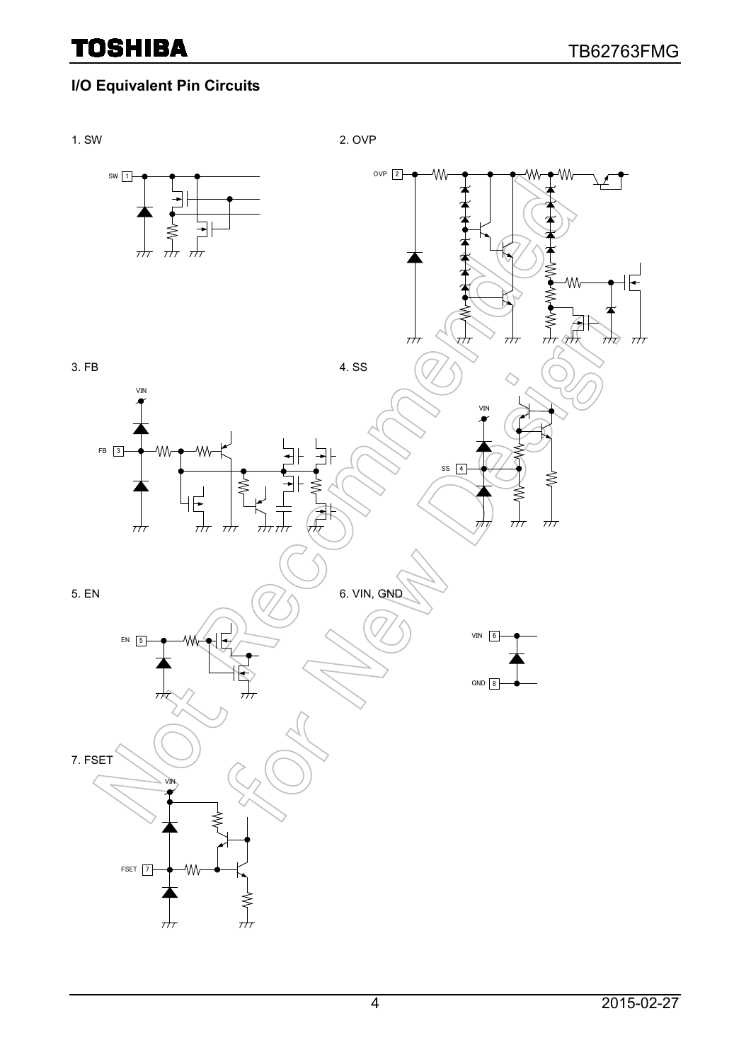## I/O Equivalent Pin Circuits

1. SW

SW 1

2. OVP

OVP 2

3. FB

VIN

FB 3

4. SS

VIN

SS 4

5. EN

EN 5

6. VIN, GND

VIN 6

GND 8

7. FSET

VIN

FSET 7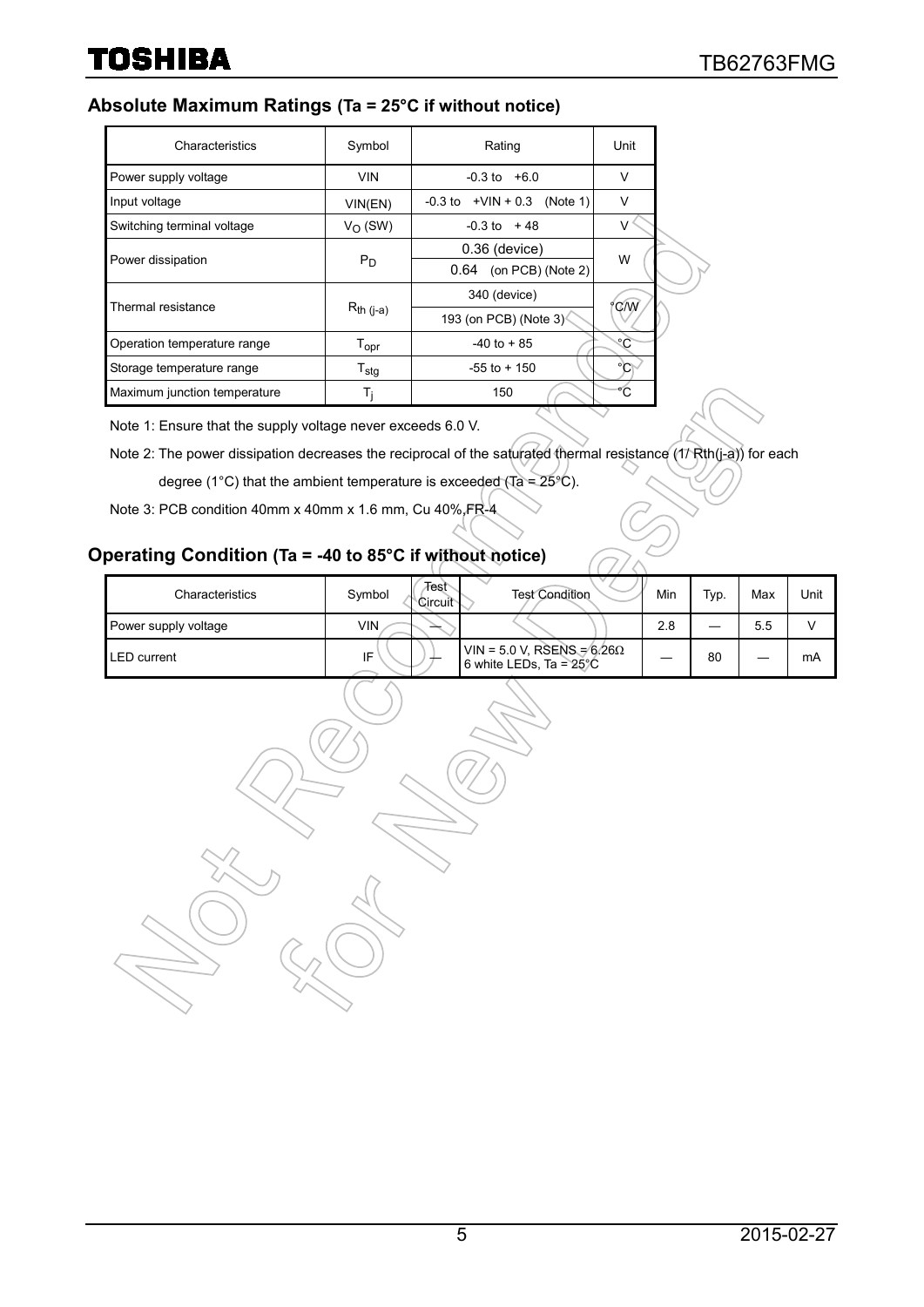## Absolute Maximum Ratings (Ta = 25°C if without notice)

| Characteristics | Symbol | Rating | Unit |
|---|---|---|---|
| Power supply voltage | VIN | -0.3 to +6.0 | V |
| Input voltage | VIN(EN) | -0.3 to +VIN + 0.3 (Note 1) | V |
| Switching terminal voltage | $V_O$ (SW) | -0.3 to + 48 | V |
| Power dissipation | $P_D$ | 0.36 (device) | W |
| | | 0.64 (on PCB) (Note 2) | |
| Thermal resistance | $R_{th\ (j\text{-}a)}$ | 340 (device) | °C/W |
| | | 193 (on PCB) (Note 3) | |
| Operation temperature range | $T_{opr}$ | -40 to + 85 | °C |
| Storage temperature range | $T_{stg}$ | -55 to + 150 | °C |
| Maximum junction temperature | $T_j$ | 150 | °C |

Note 1: Ensure that the supply voltage never exceeds 6.0 V.

Note 2: The power dissipation decreases the reciprocal of the saturated thermal resistance (1/ Rth(j-a)) for each degree (1°C) that the ambient temperature is exceeded (Ta = 25°C).

Note 3: PCB condition 40mm x 40mm x 1.6 mm, Cu 40%,FR-4

## Operating Condition (Ta = -40 to 85°C if without notice)

| Characteristics | Symbol | Test Circuit | Test Condition | Min | Typ. | Max | Unit |
|---|---|---|---|---|---|---|---|
| Power supply voltage | VIN | — | | 2.8 | — | 5.5 | V |
| LED current | IF | — | VIN = 5.0 V, RSENS = 6.26Ω 6 white LEDs, Ta = 25°C | — | 80 | — | mA |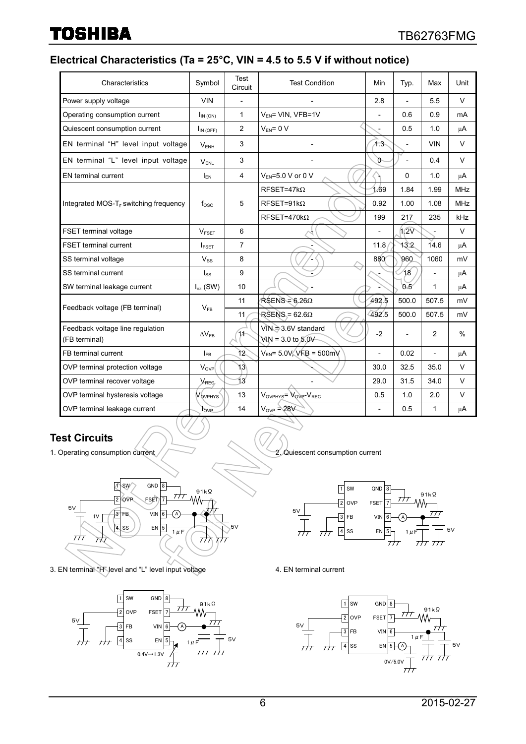## Electrical Characteristics (Ta = 25°C, VIN = 4.5 to 5.5 V if without notice)

| Characteristics | Symbol | Test Circuit | Test Condition | Min | Typ. | Max | Unit |
|---|---|---|---|---|---|---|---|
| Power supply voltage | VIN | - | - | 2.8 | - | 5.5 | V |
| Operating consumption current | $I_{IN\ (ON)}$ | 1 | $V_{EN}$= VIN, VFB=1V | - | 0.6 | 0.9 | mA |
| Quiescent consumption current | $I_{IN\ (OFF)}$ | 2 | $V_{EN}$= 0 V | - | 0.5 | 1.0 | μA |
| EN terminal "H" level input voltage | $V_{ENH}$ | 3 | - | 1.3 | - | VIN | V |
| EN terminal "L" level input voltage | $V_{ENL}$ | 3 | - | 0 | - | 0.4 | V |
| EN terminal current | $I_{EN}$ | 4 | $V_{EN}$=5.0 V or 0 V | - | 0 | 1.0 | μA |
| Integrated MOS-$T_r$ switching frequency | $f_{OSC}$ | 5 | RFSET=47kΩ | 1.69 | 1.84 | 1.99 | MHz |
| | | | RFSET=91kΩ | 0.92 | 1.00 | 1.08 | MHz |
| | | | RFSET=470kΩ | 199 | 217 | 235 | kHz |
| FSET terminal voltage | $V_{FSET}$ | 6 | - | - | 1.2V | - | V |
| FSET terminal current | $I_{FSET}$ | 7 | - | 11.8 | 13.2 | 14.6 | μA |
| SS terminal voltage | $V_{SS}$ | 8 | - | 880 | 960 | 1060 | mV |
| SS terminal current | $I_{SS}$ | 9 | - | - | 18 | - | μA |
| SW terminal leakage current | $I_{oz}$ (SW) | 10 | - | - | 0.5 | 1 | μA |
| Feedback voltage (FB terminal) | $V_{FB}$ | 11 | RSENS = 6.26Ω | 492.5 | 500.0 | 507.5 | mV |
| | | 11 | RSENS = 62.6Ω | 492.5 | 500.0 | 507.5 | mV |
| Feedback voltage line regulation (FB terminal) | $\Delta V_{FB}$ | 11 | VIN = 3.6V standard VIN = 3.0 to 5.0V | -2 | - | 2 | % |
| FB terminal current | $I_{FB}$ | 12 | $V_{EN}$= 5.0V, VFB = 500mV | - | 0.02 | - | μA |
| OVP terminal protection voltage | $V_{OVP}$ | 13 | - | 30.0 | 32.5 | 35.0 | V |
| OVP terminal recover voltage | $V_{REC}$ | 13 | - | 29.0 | 31.5 | 34.0 | V |
| OVP terminal hysteresis voltage | $V_{OVPHYS}$ | 13 | $V_{OVPHYS}$= $V_{OVP}$-$V_{REC}$ | 0.5 | 1.0 | 2.0 | V |
| OVP terminal leakage current | $I_{OVP}$ | 14 | $V_{OVP}$ = 28V | - | 0.5 | 1 | μA |

## Test Circuits

1. Operating consumption current

2. Quiescent consumption current

3. EN terminal "H" level and "L" level input voltage

4. EN terminal current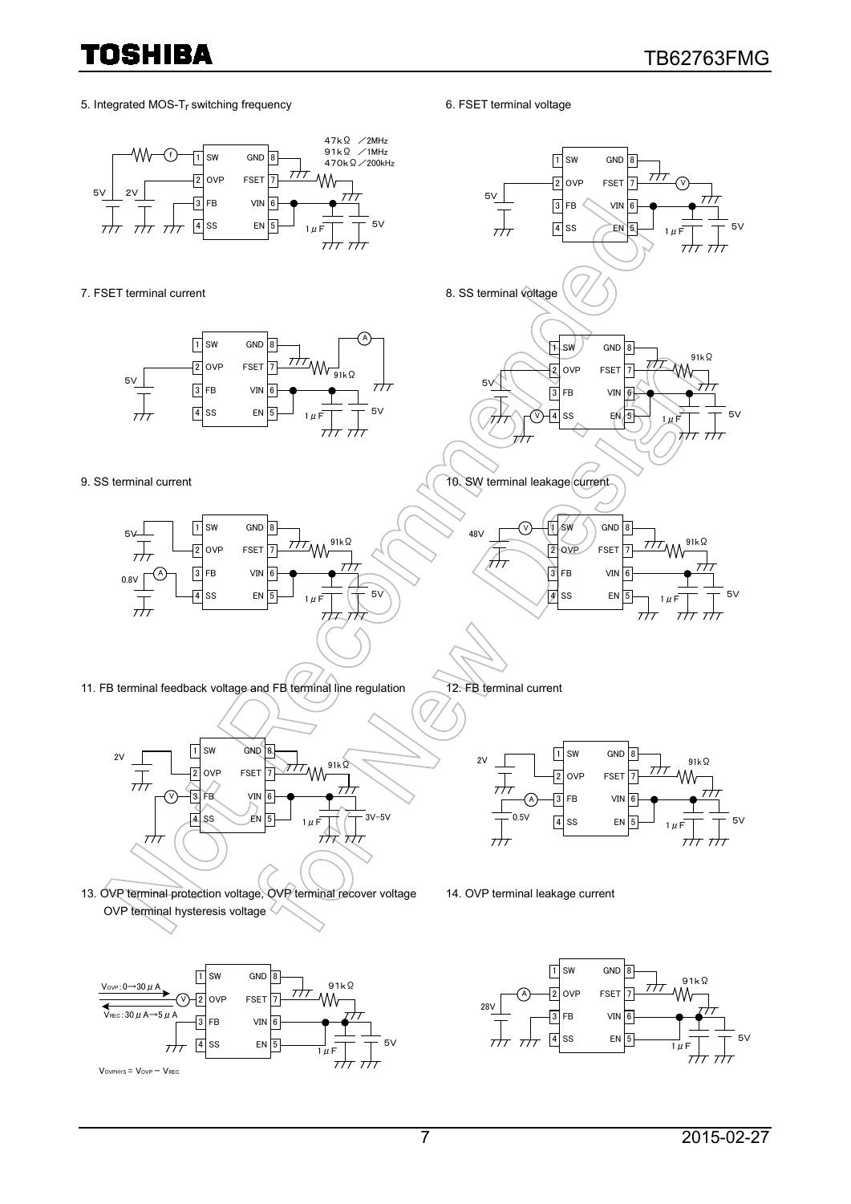5. Integrated MOS-$T_r$ switching frequency

47kΩ ／2MHz
91kΩ ／1MHz
470kΩ／200kHz

6. FSET terminal voltage

7. FSET terminal current

8. SS terminal voltage

9. SS terminal current

10. SW terminal leakage current

11. FB terminal feedback voltage and FB terminal line regulation

12. FB terminal current

13. OVP terminal protection voltage, OVP terminal recover voltage
OVP terminal hysteresis voltage

$V_{OVP}$: 0→30 μA
$V_{REC}$: 30 μA→5 μA

$V_{OVPHYS} = V_{OVP} - V_{REC}$

14. OVP terminal leakage current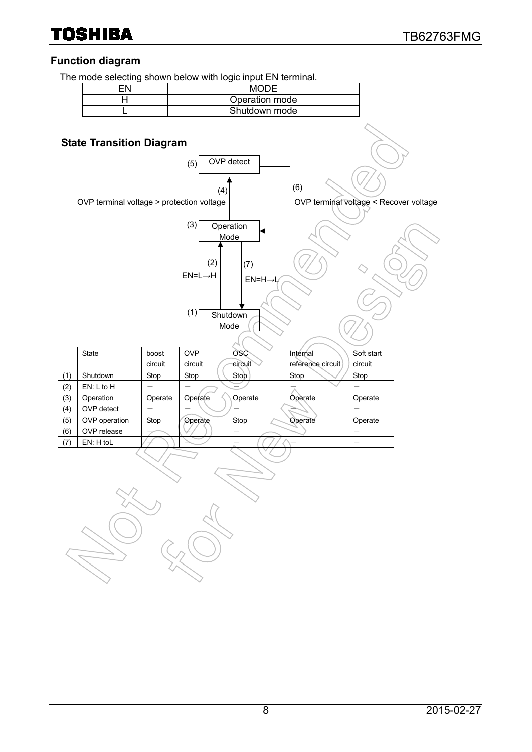## Function diagram

The mode selecting shown below with logic input EN terminal.

| EN | MODE |
|---|---|
| H | Operation mode |
| L | Shutdown mode |

### State Transition Diagram

(5) OVP detect

(4) OVP terminal voltage > protection voltage

(6) OVP terminal voltage < Recover voltage

(3) Operation Mode

(2) EN=L→H

(7) EN=H→L

(1) Shutdown Mode

| | State | boost circuit | OVP circuit | OSC circuit | Internal reference circuit | Soft start circuit |
|---|---|---|---|---|---|---|
| (1) | Shutdown | Stop | Stop | Stop | Stop | Stop |
| (2) | EN: L to H | － | － | － | － | － |
| (3) | Operation | Operate | Operate | Operate | Operate | Operate |
| (4) | OVP detect | － | － | － | － | － |
| (5) | OVP operation | Stop | Operate | Stop | Operate | Operate |
| (6) | OVP release | － | － | － | － | － |
| (7) | EN: H toL | － | － | － | － | － |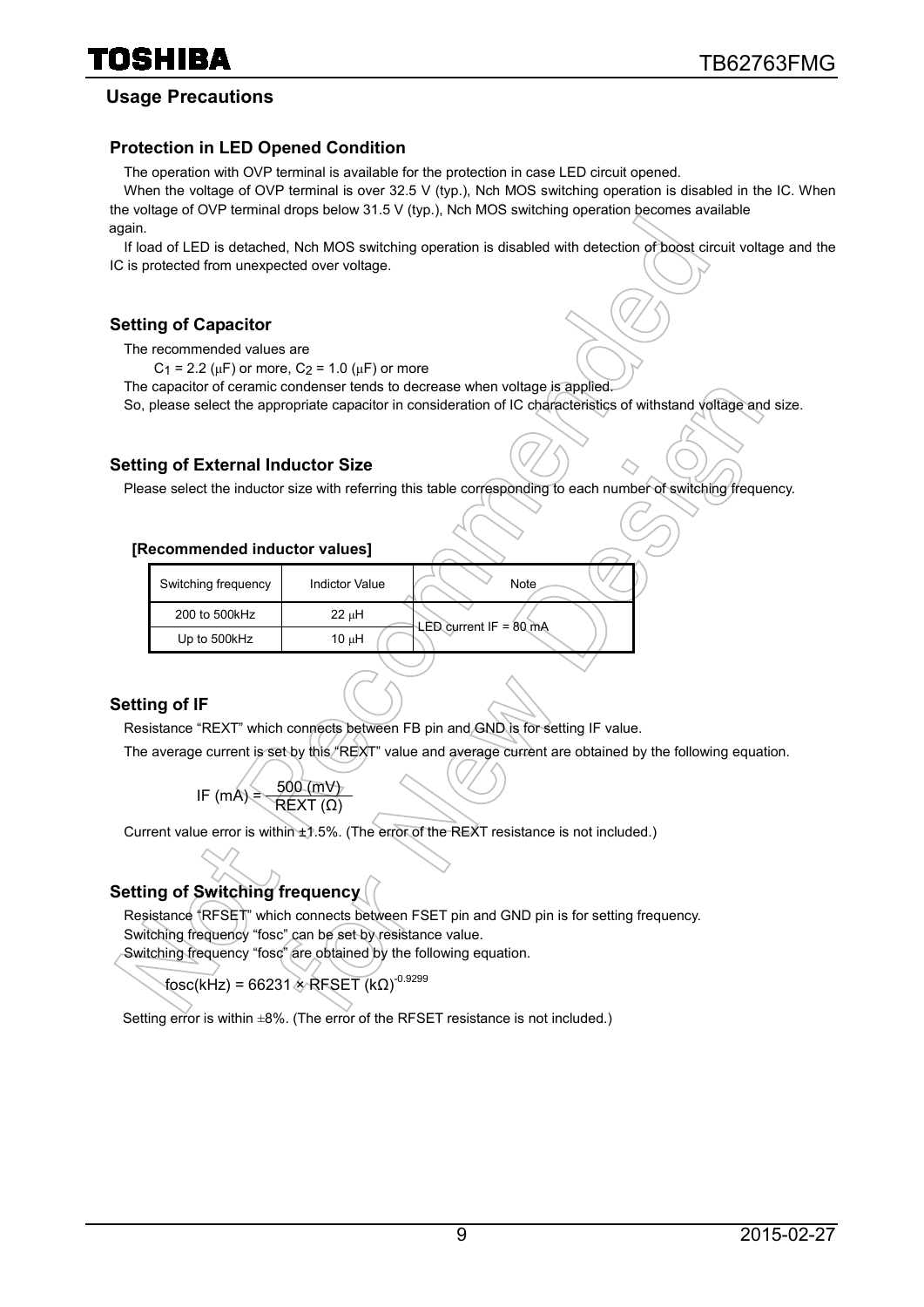## Usage Precautions

### Protection in LED Opened Condition

The operation with OVP terminal is available for the protection in case LED circuit opened.

When the voltage of OVP terminal is over 32.5 V (typ.), Nch MOS switching operation is disabled in the IC. When the voltage of OVP terminal drops below 31.5 V (typ.), Nch MOS switching operation becomes available again.

If load of LED is detached, Nch MOS switching operation is disabled with detection of boost circuit voltage and the IC is protected from unexpected over voltage.

### Setting of Capacitor

The recommended values are

$C_1$ = 2.2 (μF) or more, $C_2$ = 1.0 (μF) or more

The capacitor of ceramic condenser tends to decrease when voltage is applied.

So, please select the appropriate capacitor in consideration of IC characteristics of withstand voltage and size.

### Setting of External Inductor Size

Please select the inductor size with referring this table corresponding to each number of switching frequency.

**[Recommended inductor values]**

| Switching frequency | Indictor Value | Note |
|---|---|---|
| 200 to 500kHz | 22 μH | LED current IF = 80 mA |
| Up to 500kHz | 10 μH | |

### Setting of IF

Resistance "REXT" which connects between FB pin and GND is for setting IF value.

The average current is set by this "REXT" value and average current are obtained by the following equation.

$$\text{IF (mA)} = \frac{500\ (\text{mV})}{\text{REXT}\ (\Omega)}$$

Current value error is within ±1.5%. (The error of the REXT resistance is not included.)

### Setting of Switching frequency

Resistance "RFSET" which connects between FSET pin and GND pin is for setting frequency.

Switching frequency "fosc" can be set by resistance value.

Switching frequency "fosc" are obtained by the following equation.

$$\text{fosc(kHz)} = 66231 \times \text{RFSET (k}\Omega)^{-0.9299}$$

Setting error is within ±8%. (The error of the RFSET resistance is not included.)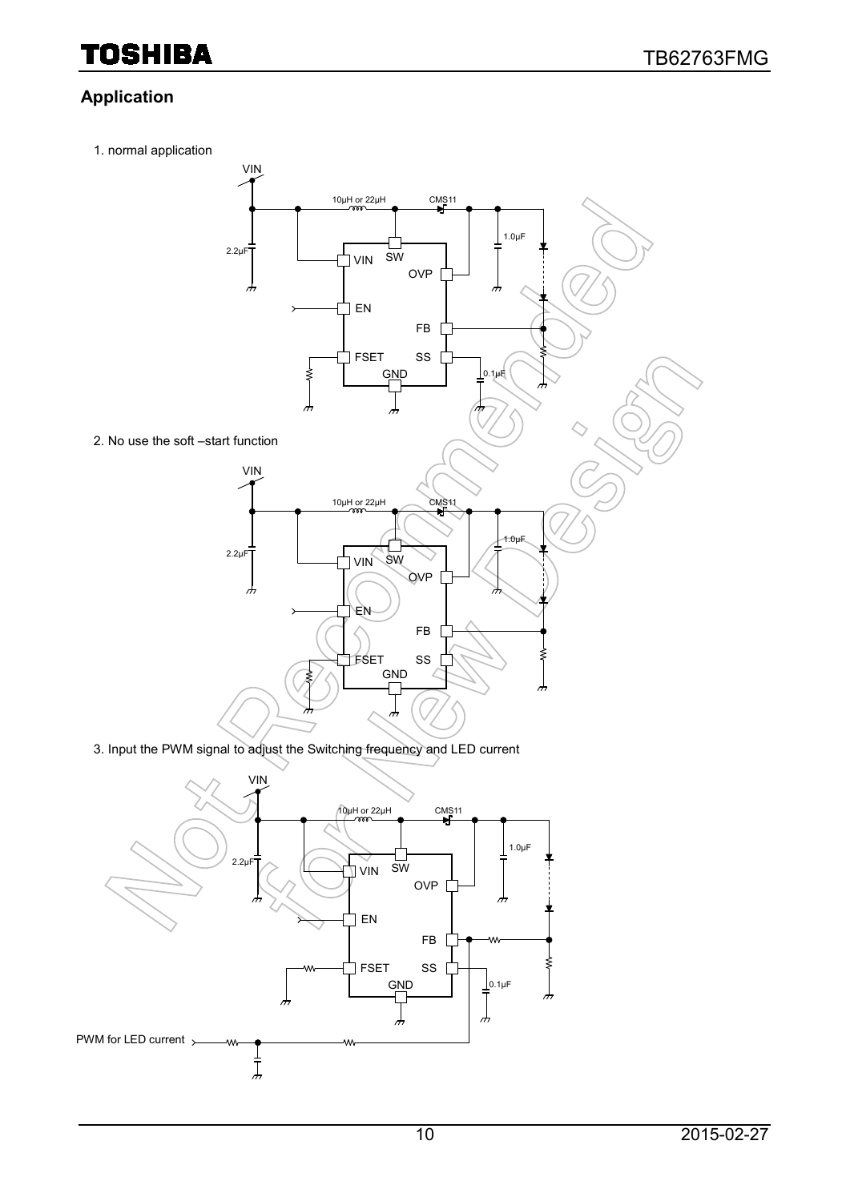## Application

1. normal application

2. No use the soft –start function

3. Input the PWM signal to adjust the Switching frequency and LED current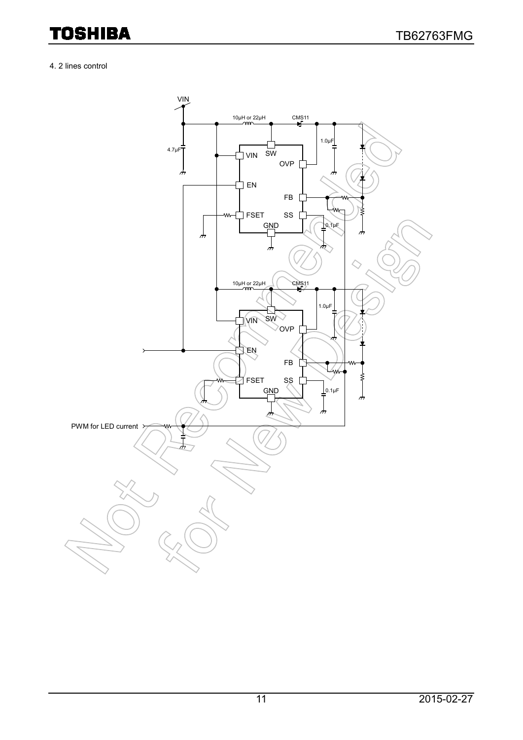4. 2 lines control

VIN

10μH or 22μH

CMS11

4.7μF

1.0μF

VIN SW

OVP

EN

FB

FSET SS

GND

0.1μF

10μH or 22μH

CMS11

1.0μF

VIN SW

OVP

EN

FB

FSET SS

GND

0.1μF

PWM for LED current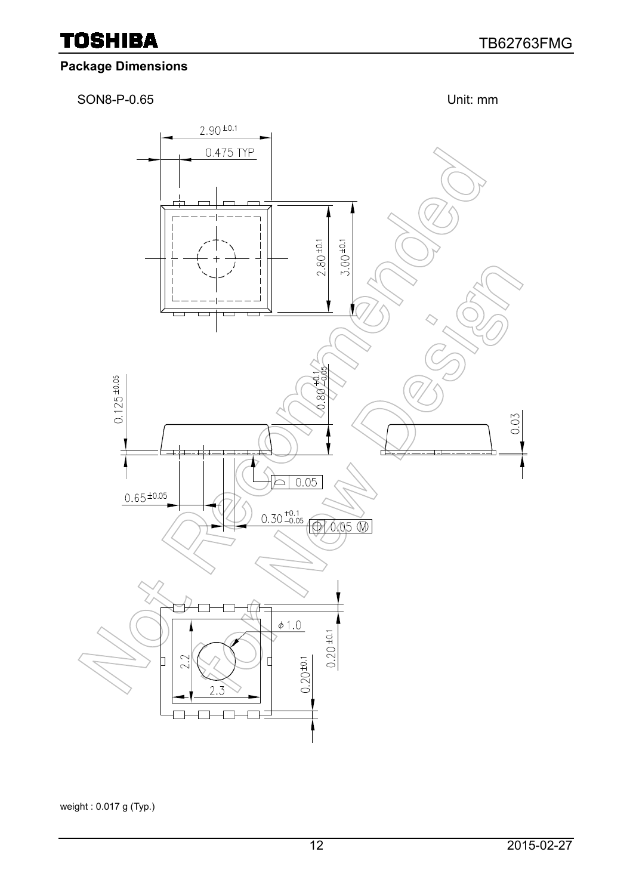## Package Dimensions

SON8-P-0.65　　　　　　　　　　　　　　　　　　　　　　　　Unit: mm

weight : 0.017 g (Typ.)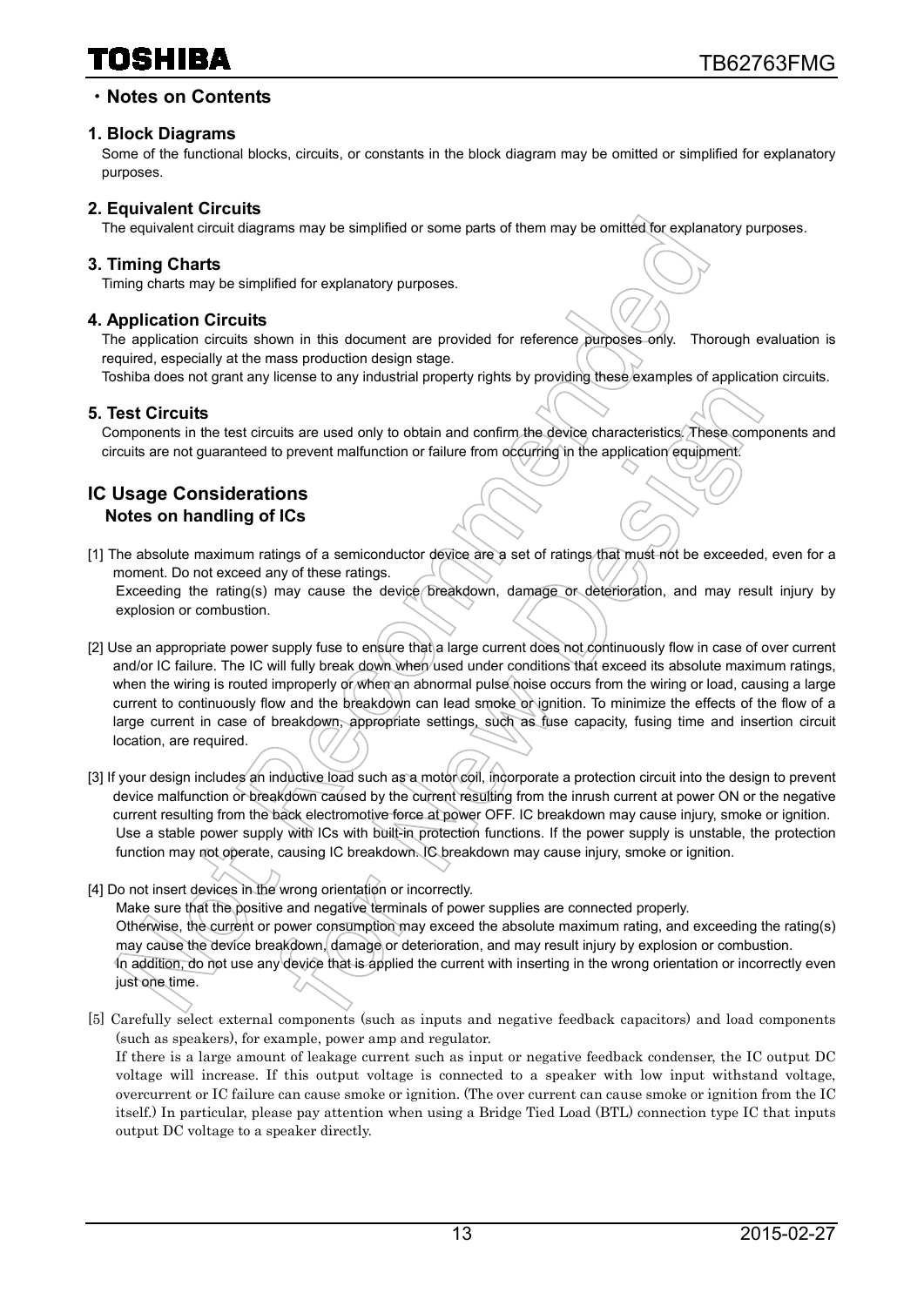## ・Notes on Contents

### 1. Block Diagrams

Some of the functional blocks, circuits, or constants in the block diagram may be omitted or simplified for explanatory purposes.

### 2. Equivalent Circuits

The equivalent circuit diagrams may be simplified or some parts of them may be omitted for explanatory purposes.

### 3. Timing Charts

Timing charts may be simplified for explanatory purposes.

### 4. Application Circuits

The application circuits shown in this document are provided for reference purposes only. Thorough evaluation is required, especially at the mass production design stage.

Toshiba does not grant any license to any industrial property rights by providing these examples of application circuits.

### 5. Test Circuits

Components in the test circuits are used only to obtain and confirm the device characteristics. These components and circuits are not guaranteed to prevent malfunction or failure from occurring in the application equipment.

## IC Usage Considerations

### Notes on handling of ICs

[1] The absolute maximum ratings of a semiconductor device are a set of ratings that must not be exceeded, even for a moment. Do not exceed any of these ratings.
Exceeding the rating(s) may cause the device breakdown, damage or deterioration, and may result injury by explosion or combustion.

[2] Use an appropriate power supply fuse to ensure that a large current does not continuously flow in case of over current and/or IC failure. The IC will fully break down when used under conditions that exceed its absolute maximum ratings, when the wiring is routed improperly or when an abnormal pulse noise occurs from the wiring or load, causing a large current to continuously flow and the breakdown can lead smoke or ignition. To minimize the effects of the flow of a large current in case of breakdown, appropriate settings, such as fuse capacity, fusing time and insertion circuit location, are required.

[3] If your design includes an inductive load such as a motor coil, incorporate a protection circuit into the design to prevent device malfunction or breakdown caused by the current resulting from the inrush current at power ON or the negative current resulting from the back electromotive force at power OFF. IC breakdown may cause injury, smoke or ignition.
Use a stable power supply with ICs with built-in protection functions. If the power supply is unstable, the protection function may not operate, causing IC breakdown. IC breakdown may cause injury, smoke or ignition.

[4] Do not insert devices in the wrong orientation or incorrectly.
Make sure that the positive and negative terminals of power supplies are connected properly.
Otherwise, the current or power consumption may exceed the absolute maximum rating, and exceeding the rating(s) may cause the device breakdown, damage or deterioration, and may result injury by explosion or combustion.
In addition, do not use any device that is applied the current with inserting in the wrong orientation or incorrectly even just one time.

[5] Carefully select external components (such as inputs and negative feedback capacitors) and load components (such as speakers), for example, power amp and regulator.
If there is a large amount of leakage current such as input or negative feedback condenser, the IC output DC voltage will increase. If this output voltage is connected to a speaker with low input withstand voltage, overcurrent or IC failure can cause smoke or ignition. (The over current can cause smoke or ignition from the IC itself.) In particular, please pay attention when using a Bridge Tied Load (BTL) connection type IC that inputs output DC voltage to a speaker directly.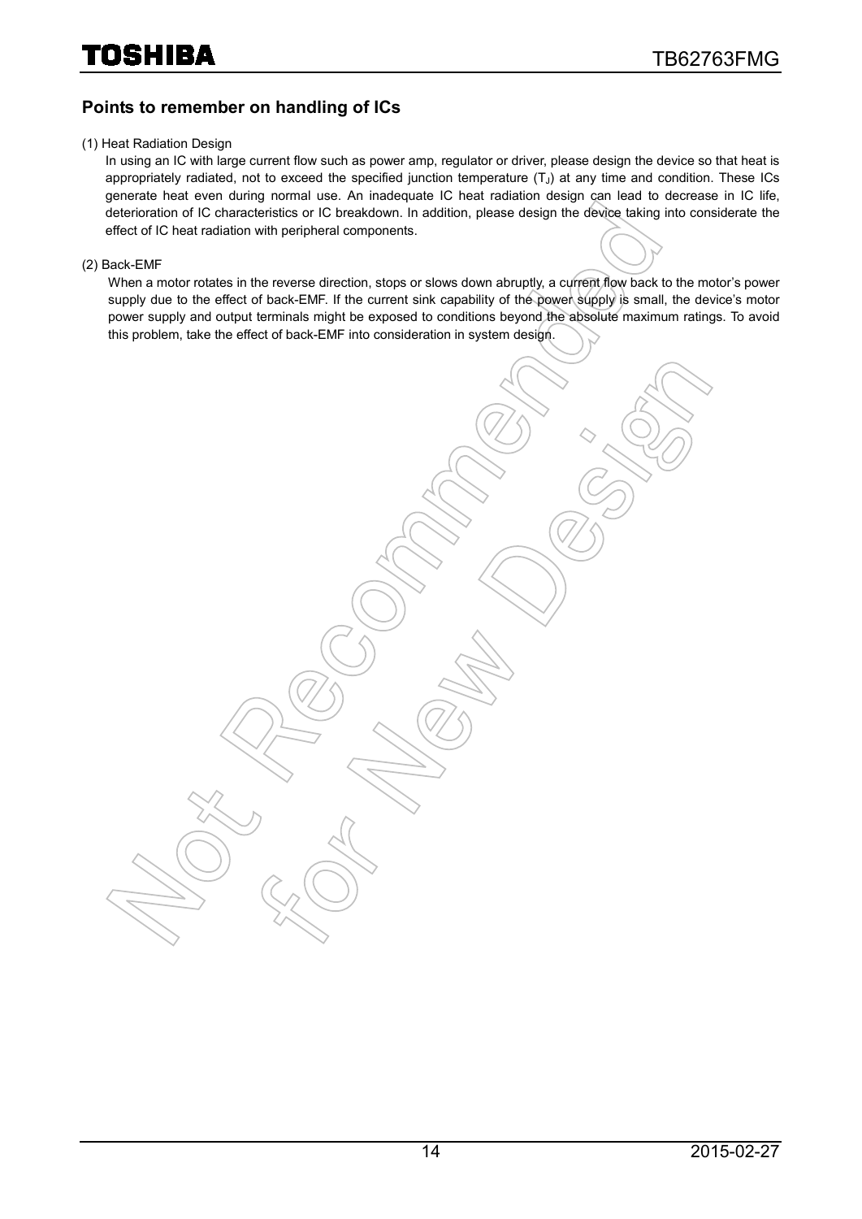## Points to remember on handling of ICs

(1) Heat Radiation Design

In using an IC with large current flow such as power amp, regulator or driver, please design the device so that heat is appropriately radiated, not to exceed the specified junction temperature ($T_J$) at any time and condition. These ICs generate heat even during normal use. An inadequate IC heat radiation design can lead to decrease in IC life, deterioration of IC characteristics or IC breakdown. In addition, please design the device taking into considerate the effect of IC heat radiation with peripheral components.

(2) Back-EMF

When a motor rotates in the reverse direction, stops or slows down abruptly, a current flow back to the motor's power supply due to the effect of back-EMF. If the current sink capability of the power supply is small, the device's motor power supply and output terminals might be exposed to conditions beyond the absolute maximum ratings. To avoid this problem, take the effect of back-EMF into consideration in system design.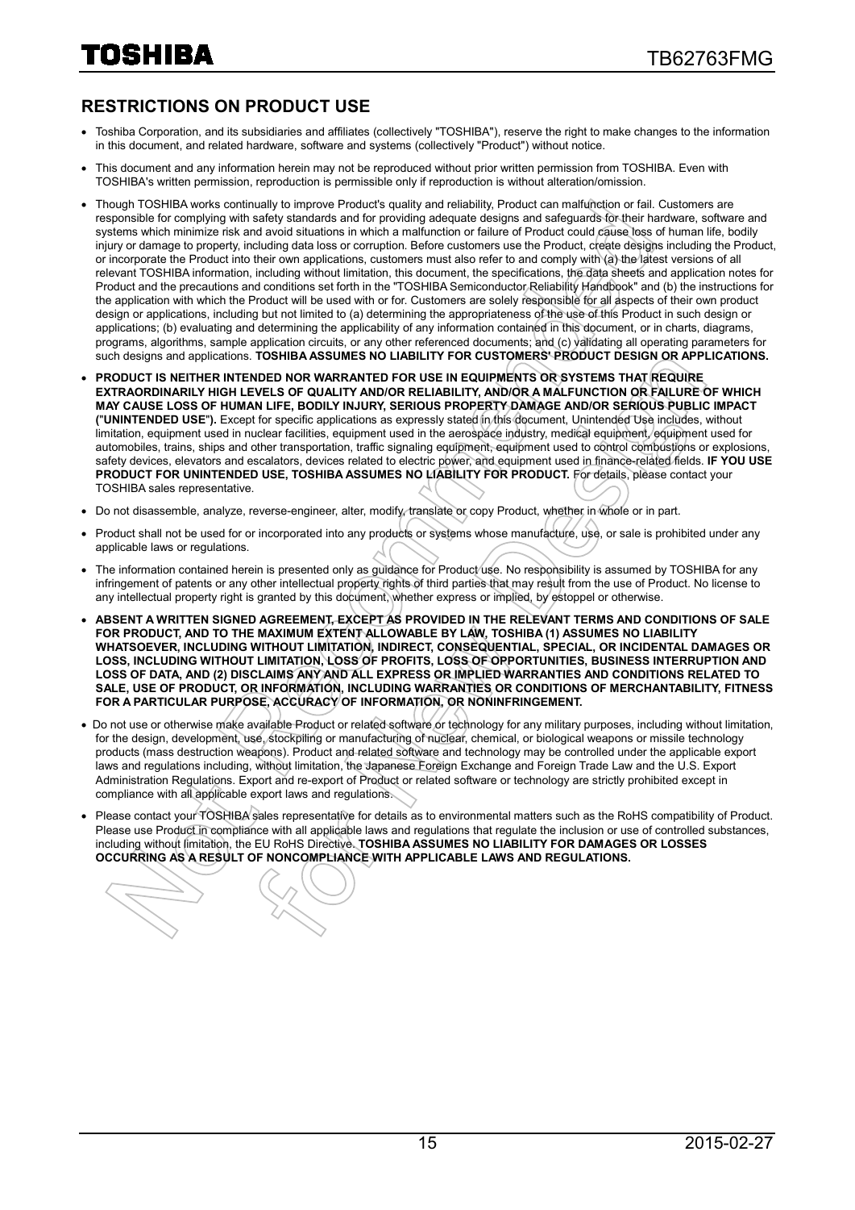## RESTRICTIONS ON PRODUCT USE

- Toshiba Corporation, and its subsidiaries and affiliates (collectively "TOSHIBA"), reserve the right to make changes to the information in this document, and related hardware, software and systems (collectively "Product") without notice.
- This document and any information herein may not be reproduced without prior written permission from TOSHIBA. Even with TOSHIBA's written permission, reproduction is permissible only if reproduction is without alteration/omission.
- Though TOSHIBA works continually to improve Product's quality and reliability, Product can malfunction or fail. Customers are responsible for complying with safety standards and for providing adequate designs and safeguards for their hardware, software and systems which minimize risk and avoid situations in which a malfunction or failure of Product could cause loss of human life, bodily injury or damage to property, including data loss or corruption. Before customers use the Product, create designs including the Product, or incorporate the Product into their own applications, customers must also refer to and comply with (a) the latest versions of all relevant TOSHIBA information, including without limitation, this document, the specifications, the data sheets and application notes for Product and the precautions and conditions set forth in the "TOSHIBA Semiconductor Reliability Handbook" and (b) the instructions for the application with which the Product will be used with or for. Customers are solely responsible for all aspects of their own product design or applications, including but not limited to (a) determining the appropriateness of the use of this Product in such design or applications; (b) evaluating and determining the applicability of any information contained in this document, or in charts, diagrams, programs, algorithms, sample application circuits, or any other referenced documents; and (c) validating all operating parameters for such designs and applications. **TOSHIBA ASSUMES NO LIABILITY FOR CUSTOMERS' PRODUCT DESIGN OR APPLICATIONS.**
- **PRODUCT IS NEITHER INTENDED NOR WARRANTED FOR USE IN EQUIPMENTS OR SYSTEMS THAT REQUIRE EXTRAORDINARILY HIGH LEVELS OF QUALITY AND/OR RELIABILITY, AND/OR A MALFUNCTION OR FAILURE OF WHICH MAY CAUSE LOSS OF HUMAN LIFE, BODILY INJURY, SERIOUS PROPERTY DAMAGE AND/OR SERIOUS PUBLIC IMPACT ("UNINTENDED USE").** Except for specific applications as expressly stated in this document, Unintended Use includes, without limitation, equipment used in nuclear facilities, equipment used in the aerospace industry, medical equipment, equipment used for automobiles, trains, ships and other transportation, traffic signaling equipment, equipment used to control combustions or explosions, safety devices, elevators and escalators, devices related to electric power, and equipment used in finance-related fields. **IF YOU USE PRODUCT FOR UNINTENDED USE, TOSHIBA ASSUMES NO LIABILITY FOR PRODUCT.** For details, please contact your TOSHIBA sales representative.
- Do not disassemble, analyze, reverse-engineer, alter, modify, translate or copy Product, whether in whole or in part.
- Product shall not be used for or incorporated into any products or systems whose manufacture, use, or sale is prohibited under any applicable laws or regulations.
- The information contained herein is presented only as guidance for Product use. No responsibility is assumed by TOSHIBA for any infringement of patents or any other intellectual property rights of third parties that may result from the use of Product. No license to any intellectual property right is granted by this document, whether express or implied, by estoppel or otherwise.
- **ABSENT A WRITTEN SIGNED AGREEMENT, EXCEPT AS PROVIDED IN THE RELEVANT TERMS AND CONDITIONS OF SALE FOR PRODUCT, AND TO THE MAXIMUM EXTENT ALLOWABLE BY LAW, TOSHIBA (1) ASSUMES NO LIABILITY WHATSOEVER, INCLUDING WITHOUT LIMITATION, INDIRECT, CONSEQUENTIAL, SPECIAL, OR INCIDENTAL DAMAGES OR LOSS, INCLUDING WITHOUT LIMITATION, LOSS OF PROFITS, LOSS OF OPPORTUNITIES, BUSINESS INTERRUPTION AND LOSS OF DATA, AND (2) DISCLAIMS ANY AND ALL EXPRESS OR IMPLIED WARRANTIES AND CONDITIONS RELATED TO SALE, USE OF PRODUCT, OR INFORMATION, INCLUDING WARRANTIES OR CONDITIONS OF MERCHANTABILITY, FITNESS FOR A PARTICULAR PURPOSE, ACCURACY OF INFORMATION, OR NONINFRINGEMENT.**
- Do not use or otherwise make available Product or related software or technology for any military purposes, including without limitation, for the design, development, use, stockpiling or manufacturing of nuclear, chemical, or biological weapons or missile technology products (mass destruction weapons). Product and related software and technology may be controlled under the applicable export laws and regulations including, without limitation, the Japanese Foreign Exchange and Foreign Trade Law and the U.S. Export Administration Regulations. Export and re-export of Product or related software or technology are strictly prohibited except in compliance with all applicable export laws and regulations.
- Please contact your TOSHIBA sales representative for details as to environmental matters such as the RoHS compatibility of Product. Please use Product in compliance with all applicable laws and regulations that regulate the inclusion or use of controlled substances, including without limitation, the EU RoHS Directive. **TOSHIBA ASSUMES NO LIABILITY FOR DAMAGES OR LOSSES OCCURRING AS A RESULT OF NONCOMPLIANCE WITH APPLICABLE LAWS AND REGULATIONS.**